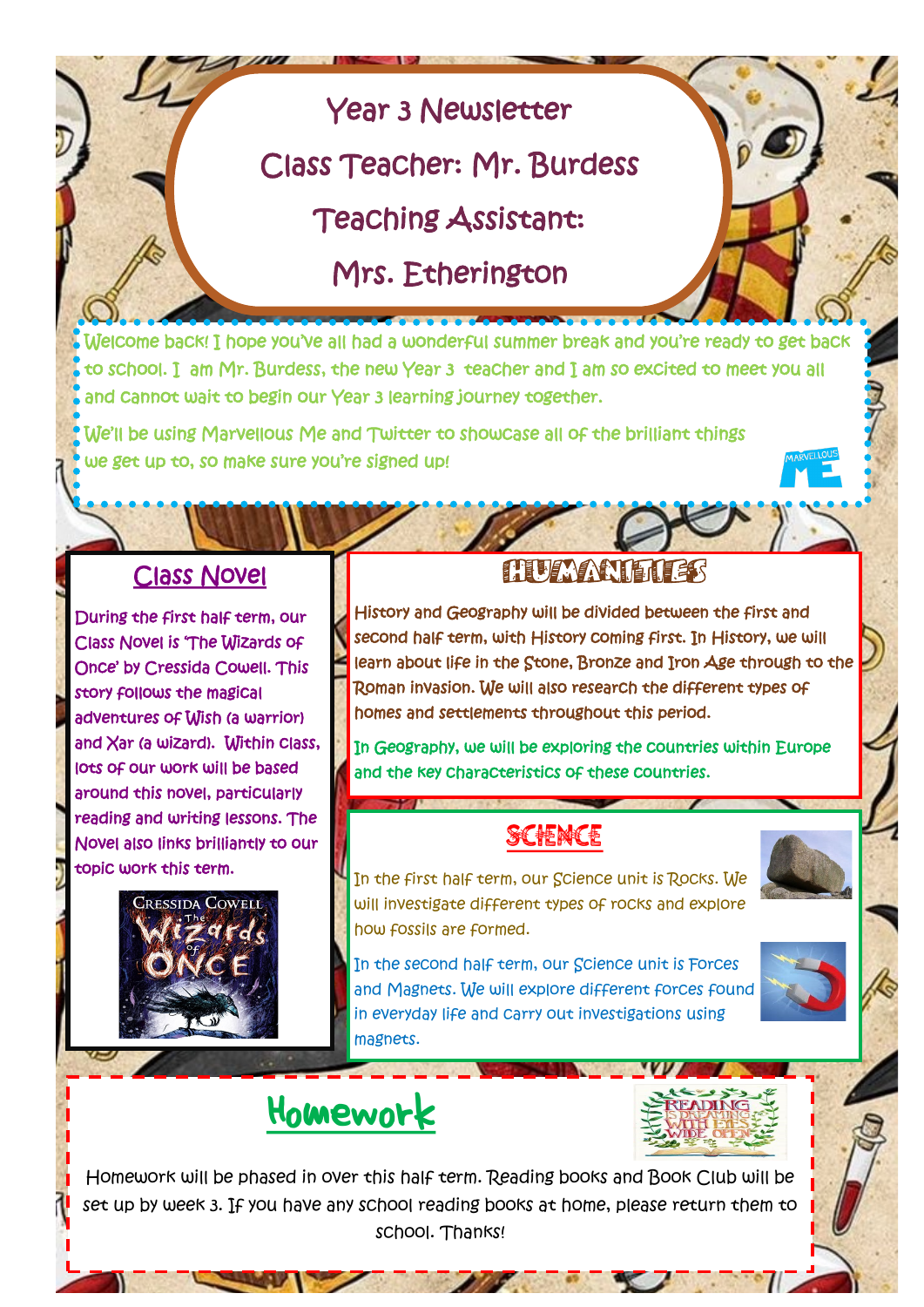# Year 3 Newsletter

## Class Teacher: Mr. Burdess

## Teaching Assistant: Mrs. Etherington

Welcome back! I hope you've all had a wonderful summer break and you're ready to get back to school. I am Mr. Burdess, the new Year 3 teacher and I am so excited to meet you all and cannot wait to begin our Year 3 learning journey together.

We'll be using Marvellous Me and Twitter to showcase all of the brilliant things we get up to, so make sure you're signed up!

## Class Novel

During the first half term, our Class Novel is 'The Wizards of Once' by Cressida Cowell. This story follows the magical adventures of Wish (a warrior) and Xar (a wizard). Within class, lots of our work will be based around this novel, particularly reading and writing lessons. The Novel also links brilliantly to our topic work this term.

## HUMANITIES

History and Geography will be divided between the first and second half term, with History coming first. In History, we will learn about life in the Stone, Bronze and Iron Age through to the Roman invasion. We will also research the different types of homes and settlements throughout this period.

In Geography, we will be exploring the countries within Europe and the key characteristics of these countries.

## SCIENCE

In the first half term, our Science unit is Rocks. We will investigate different types of rocks and explore how fossils are formed.

In the second half term, our Science unit is Forces and Magnets. We will explore different forces found in everyday life and carry out investigations using magnets.

## Homework

Homework will be phased in over this half term. Reading books and Book Club will be set up by week 3. If you have any school reading books at home, please return them to school. Thanks!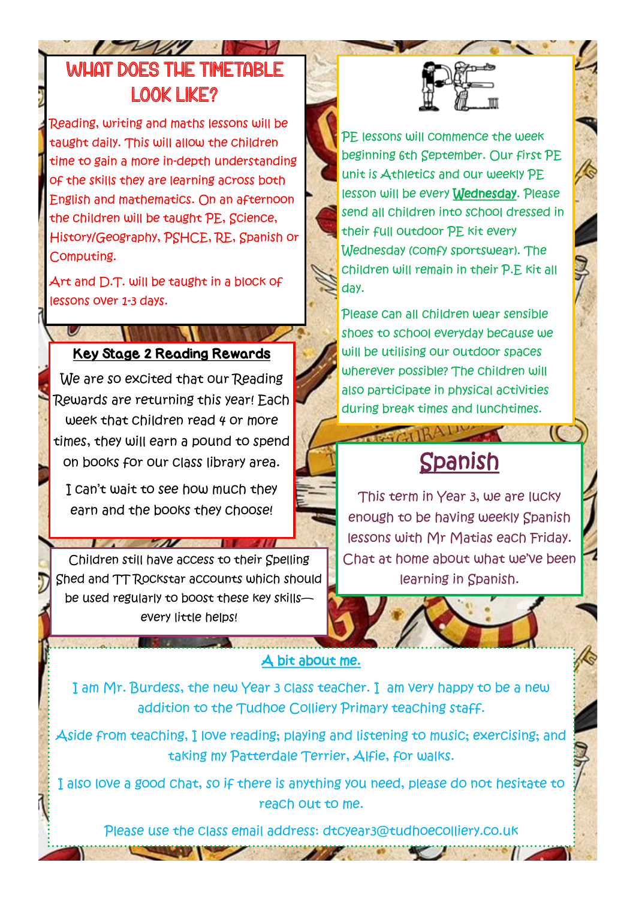## WHAT DOES THE TIMETABLE LOOK LIKE?

Reading, writing and maths lessons will be taught daily. This will allow the children time to gain a more in-depth understanding of the skills they are learning across both English and mathematics. On an afternoon the children will be taught PE, Science, History/Geography, PSHCE, RE, Spanish or Computing.

Art and D.T. will be taught in a block of lessons over 1-3 days.

### Key Stage 2 Reading Rewards

We are so excited that our Reading Rewards are returning this year! Each week that children read 4 or more times, they will earn a pound to spend on books for our class library area.

I can't wait to see how much they earn and the books they choose!

Children still have access to their Spelling Shed and TT Rockstar accounts which should be used regularly to boost these key skills—every little helps!

## PE

PE lessons will commence the week beginning 6th September. Our first PE unit is Athletics and our weekly PE lesson will be every **Wednesday**. Please send all children into school dressed in their full outdoor PE kit every Wednesday (comfy sportswear). The children will remain in their P.E kit all day.

Please can all children wear sensible shoes to school everyday because we will be utilising our outdoor spaces wherever possible? The children will also participate in physical activities during break times and lunchtimes.

## Spanish

This term in Year 3, we are lucky enough to be having weekly Spanish lessons with Mr Matias each Friday. Chat at home about what we've been learning in Spanish.

### A bit about me.

I am Mr. Burdess, the new Year 3 class teacher. I am very happy to be a new addition to the Tudhoe Colliery Primary teaching staff.

Aside from teaching, I love reading; playing and listening to music; exercising; and taking my Patterdale Terrier, Alfie, for walks.

I also love a good chat, so if there is anything you need, please do not hesitate to reach out to me.

Please use the class email address: dtcyear3@tudhoecolliery.co.uk